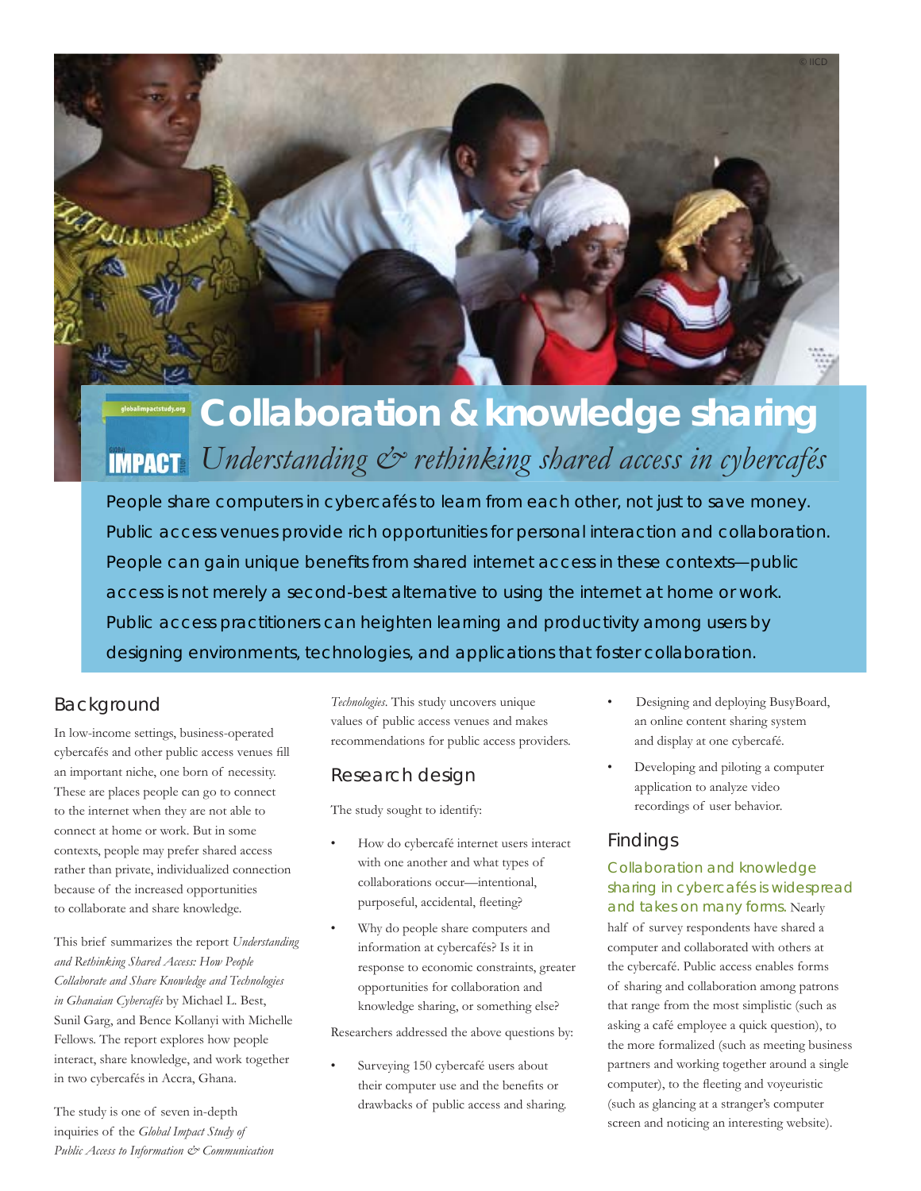# Collaboration & knowledge sharing

## *Understanding & rethinking shared access in cybercafés*

People share computers in cybercafés to learn from each other, not just to save money. Public access venues provide rich opportunities for personal interaction and collaboration. People can gain unique benefits from shared internet access in these contexts—public access is not merely a second-best alternative to using the internet at home or work. Public access practitioners can heighten learning and productivity among users by designing environments, technologies, and applications that foster collaboration.

## Background

In low-income settings, business-operated cybercafés and other public access venues fill an important niche, one born of necessity. These are places people can go to connect to the internet when they are not able to connect at home or work. But in some contexts, people may prefer shared access rather than private, individualized connection because of the increased opportunities to collaborate and share knowledge.

This brief summarizes the report *Understanding and Rethinking Shared Access: How People Collaborate and Share Knowledge and Technologies in Ghanaian Cybercafés* by Michael L. Best, Sunil Garg, and Bence Kollanyi with Michelle Fellows. The report explores how people interact, share knowledge, and work together in two cybercafés in Accra, Ghana.

The study is one of seven in-depth inquiries of the *Global Impact Study of Public Access to Information & Communication Technologies*. This study uncovers unique values of public access venues and makes recommendations for public access providers.

## Research design

The study sought to identify:

- How do cybercafé internet users interact with one another and what types of collaborations occur—intentional, purposeful, accidental, fleeting?
- Why do people share computers and information at cybercafés? Is it in response to economic constraints, greater opportunities for collaboration and knowledge sharing, or something else?

Researchers addressed the above questions by:

- Surveying 150 cybercafé users about their computer use and the benefits or drawbacks of public access and sharing.
- Designing and deploying BusyBoard, an online content sharing system and display at one cybercafé.
- Developing and piloting a computer application to analyze video recordings of user behavior.

## Findings

**Collaboration and knowledge sharing in cybercafés is widespread and takes on many forms.** Nearly half of survey respondents have shared a computer and collaborated with others at the cybercafé. Public access enables forms of sharing and collaboration among patrons that range from the most simplistic (such as asking a café employee a quick question), to the more formalized (such as meeting business partners and working together around a single computer), to the fleeting and voyeuristic (such as glancing at a stranger's computer screen and noticing an interesting website).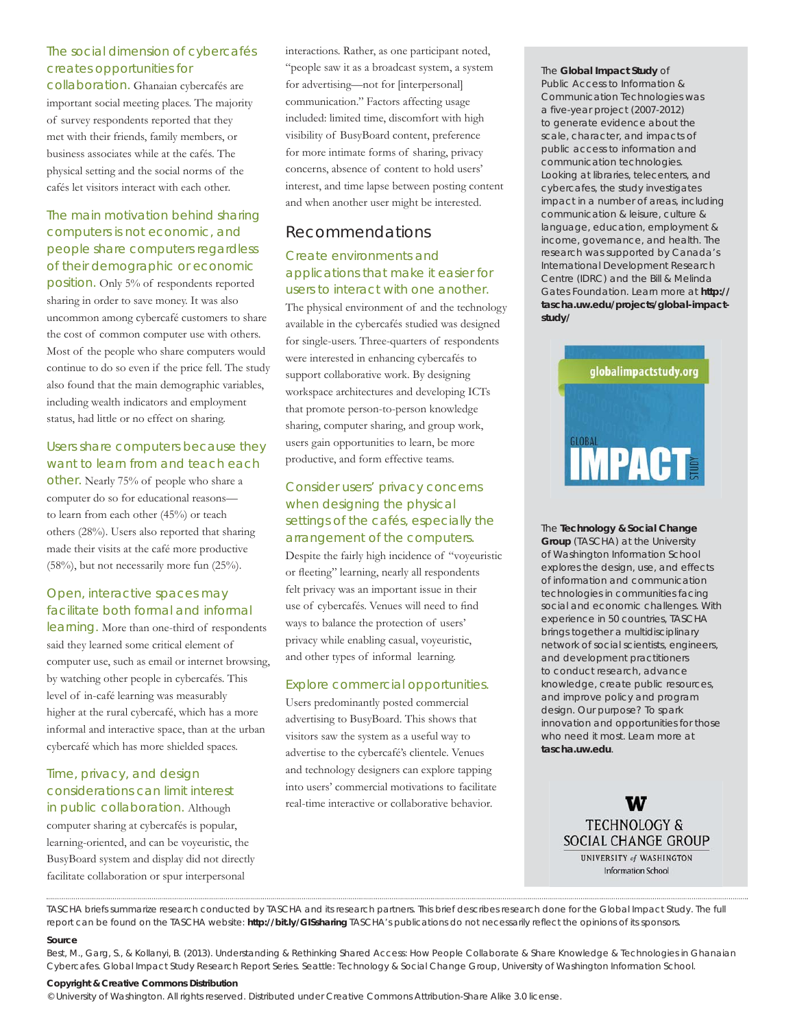**The social dimension of cybercafés creates opportunities for collaboration.** Ghanaian cybercafés are important social meeting places. The majority of survey respondents reported that they met with their friends, family members, or business associates while at the cafés. The physical setting and the social norms of the cafés let visitors interact with each other.

**The main motivation behind sharing computers is not economic, and people share computers regardless of their demographic or economic position.** Only 5% of respondents reported sharing in order to save money. It was also uncommon among cybercafé customers to share the cost of common computer use with others. Most of the people who share computers would continue to do so even if the price fell. The study also found that the main demographic variables, including wealth indicators and employment status, had little or no effect on sharing.

**Users share computers because they want to learn from and teach each other.** Nearly 75% of people who share a computer do so for educational reasons—to learn from each other (45%) or teach others (28%). Users also reported that sharing made their visits at the café more productive (58%), but not necessarily more fun (25%).

**Open, interactive spaces may facilitate both formal and informal learning.** More than one-third of respondents said they learned some critical element of computer use, such as email or internet browsing, by watching other people in cybercafés. This level of in-café learning was measurably higher at the rural cybercafé, which has a more informal and interactive space, than at the urban cybercafé which has more shielded spaces.

**Time, privacy, and design considerations can limit interest in public collaboration.** Although computer sharing at cybercafés is popular, learning-oriented, and can be voyeuristic, the BusyBoard system and display did not directly facilitate collaboration or spur interpersonal interactions. Rather, as one participant noted, "people saw it as a broadcast system, a system for advertising—not for [interpersonal] communication." Factors affecting usage included: limited time, discomfort with high visibility of BusyBoard content, preference for more intimate forms of sharing, privacy concerns, absence of content to hold users' interest, and time lapse between posting content and when another user might be interested.

## Recommendations

### Create environments and applications that make it easier for users to interact with one another.

The physical environment of and the technology available in the cybercafés studied was designed for single-users. Three-quarters of respondents were interested in enhancing cybercafés to support collaborative work. By designing workspace architectures and developing ICTs that promote person-to-person knowledge sharing, computer sharing, and group work, users gain opportunities to learn, be more productive, and form effective teams.

### Consider users' privacy concerns when designing the physical settings of the cafés, especially the arrangement of the computers.

Despite the fairly high incidence of "voyeuristic or fleeting" learning, nearly all respondents felt privacy was an important issue in their use of cybercafés. Venues will need to find ways to balance the protection of users' privacy while enabling casual, voyeuristic, and other types of informal learning.

### Explore commercial opportunities.

Users predominantly posted commercial advertising to BusyBoard. This shows that visitors saw the system as a useful way to advertise to the cybercafé's clientele. Venues and technology designers can explore tapping into users' commercial motivations to facilitate real-time interactive or collaborative behavior.

The **Global Impact Study** of Public Access to Information & Communication Technologies was a five-year project (2007-2012) to generate evidence about the scale, character, and impacts of public access to information and communication technologies. Looking at libraries, telecenters, and cybercafes, the study investigates impact in a number of areas, including communication & leisure, culture & language, education, employment & income, governance, and health. The research was supported by Canada's International Development Research Centre (IDRC) and the Bill & Melinda Gates Foundation. Learn more at **http://tascha.uw.edu/projects/global-impact-study/**

globalimpactstudy.org

GLOBAL IMPACT STUDY

The **Technology & Social Change Group** (TASCHA) at the University of Washington Information School explores the design, use, and effects of information and communication technologies in communities facing social and economic challenges. With experience in 50 countries, TASCHA brings together a multidisciplinary network of social scientists, engineers, and development practitioners to conduct research, advance knowledge, create public resources, and improve policy and program design. Our purpose? To spark innovation and opportunities for those who need it most. Learn more at **tascha.uw.edu**.

W
TECHNOLOGY & SOCIAL CHANGE GROUP
UNIVERSITY of WASHINGTON
Information School

TASCHA briefs summarize research conducted by TASCHA and its research partners. This brief describes research done for the Global Impact Study. The full report can be found on the TASCHA website: **http://bit.ly/GISsharing** TASCHA's publications do not necessarily reflect the opinions of its sponsors.

**Source**

Best, M., Garg, S., & Kollanyi, B. (2013). Understanding & Rethinking Shared Access: How People Collaborate & Share Knowledge & Technologies in Ghanaian Cybercafes. Global Impact Study Research Report Series. Seattle: Technology & Social Change Group, University of Washington Information School.

**Copyright & Creative Commons Distribution**

© University of Washington. All rights reserved. Distributed under Creative Commons Attribution-Share Alike 3.0 license.